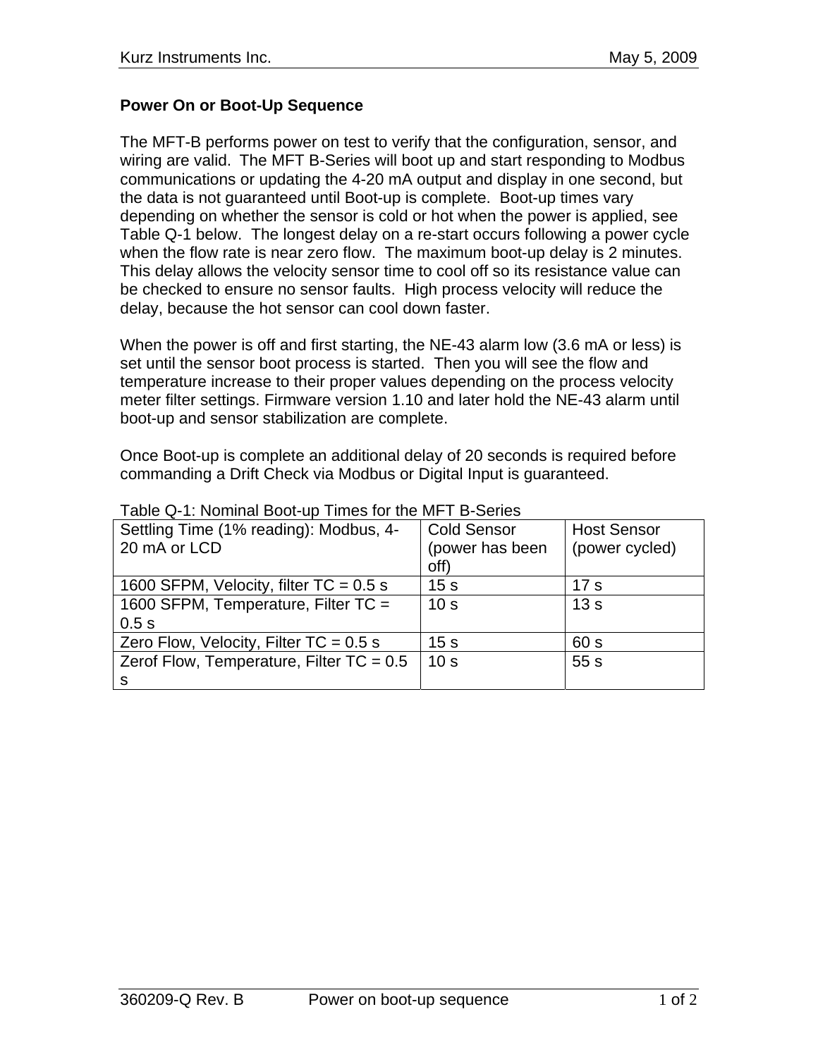## Power On or Boot-Up Sequence

The MFT-B performs power on test to verify that the configuration, sensor, and wiring are valid. The MFT B-Series will boot up and start responding to Modbus communications or updating the 4-20 mA output and display in one second, but the data is not guaranteed until Boot-up is complete. Boot-up times vary depending on whether the sensor is cold or hot when the power is applied, see Table Q-1 below. The longest delay on a re-start occurs following a power cycle when the flow rate is near zero flow. The maximum boot-up delay is 2 minutes. This delay allows the velocity sensor time to cool off so its resistance value can be checked to ensure no sensor faults. High process velocity will reduce the delay, because the hot sensor can cool down faster.

When the power is off and first starting, the NE-43 alarm low (3.6 mA or less) is set until the sensor boot process is started. Then you will see the flow and temperature increase to their proper values depending on the process velocity meter filter settings. Firmware version 1.10 and later hold the NE-43 alarm until boot-up and sensor stabilization are complete.

Once Boot-up is complete an additional delay of 20 seconds is required before commanding a Drift Check via Modbus or Digital Input is guaranteed.

Table Q-1: Nominal Boot-up Times for the MFT B-Series

| Settling Time (1% reading): Modbus, 4-20 mA or LCD | Cold Sensor (power has been off) | Host Sensor (power cycled) |
|---|---|---|
| 1600 SFPM, Velocity, filter TC = 0.5 s | 15 s | 17 s |
| 1600 SFPM, Temperature, Filter TC = 0.5 s | 10 s | 13 s |
| Zero Flow, Velocity, Filter TC = 0.5 s | 15 s | 60 s |
| Zerof Flow, Temperature, Filter TC = 0.5 s | 10 s | 55 s |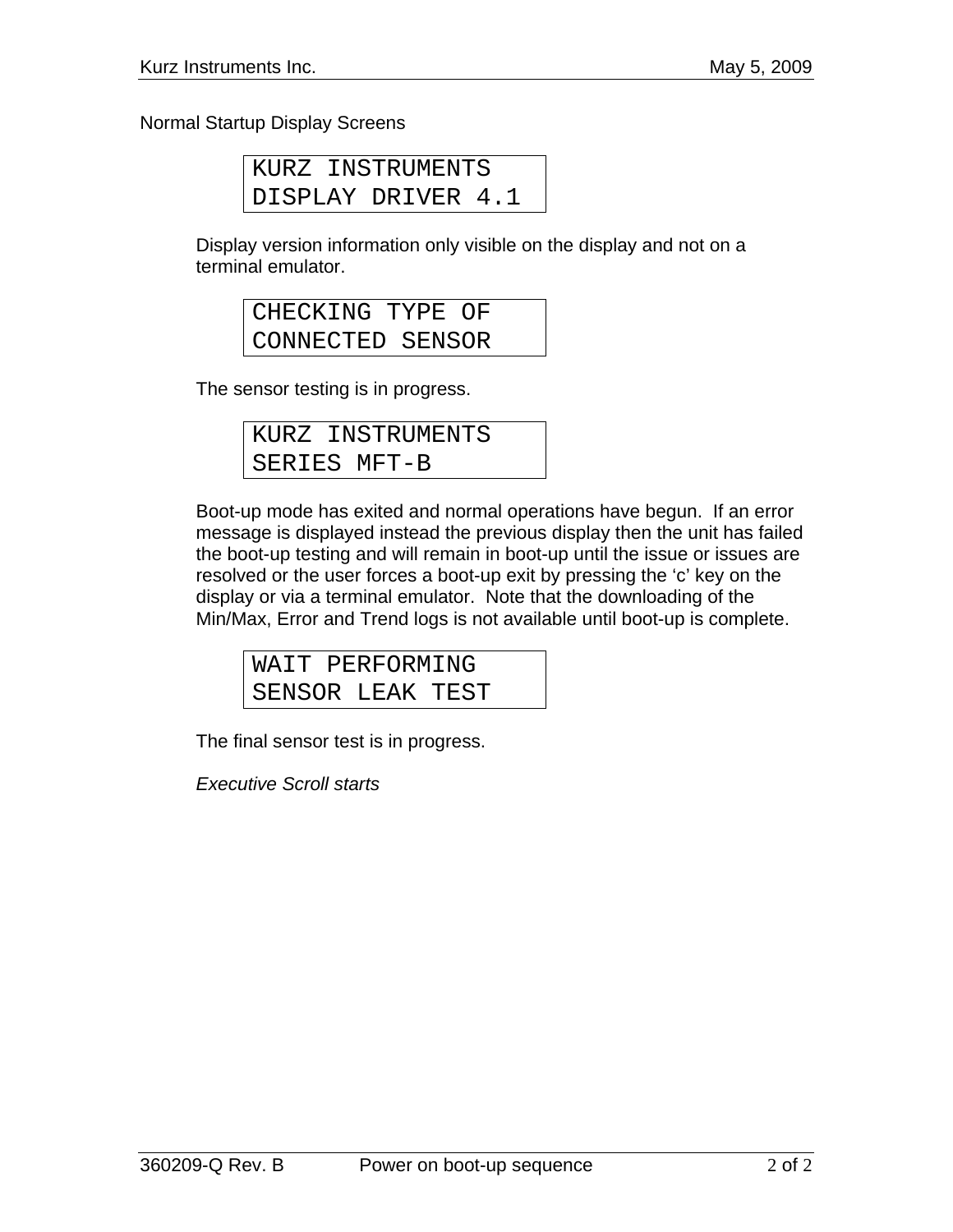Normal Startup Display Screens

```
KURZ INSTRUMENTS
DISPLAY DRIVER 4.1
```

Display version information only visible on the display and not on a terminal emulator.

```
CHECKING TYPE OF
CONNECTED SENSOR
```

The sensor testing is in progress.

```
KURZ INSTRUMENTS
SERIES MFT-B
```

Boot-up mode has exited and normal operations have begun. If an error message is displayed instead the previous display then the unit has failed the boot-up testing and will remain in boot-up until the issue or issues are resolved or the user forces a boot-up exit by pressing the 'c' key on the display or via a terminal emulator. Note that the downloading of the Min/Max, Error and Trend logs is not available until boot-up is complete.

```
WAIT PERFORMING
SENSOR LEAK TEST
```

The final sensor test is in progress.

*Executive Scroll starts*